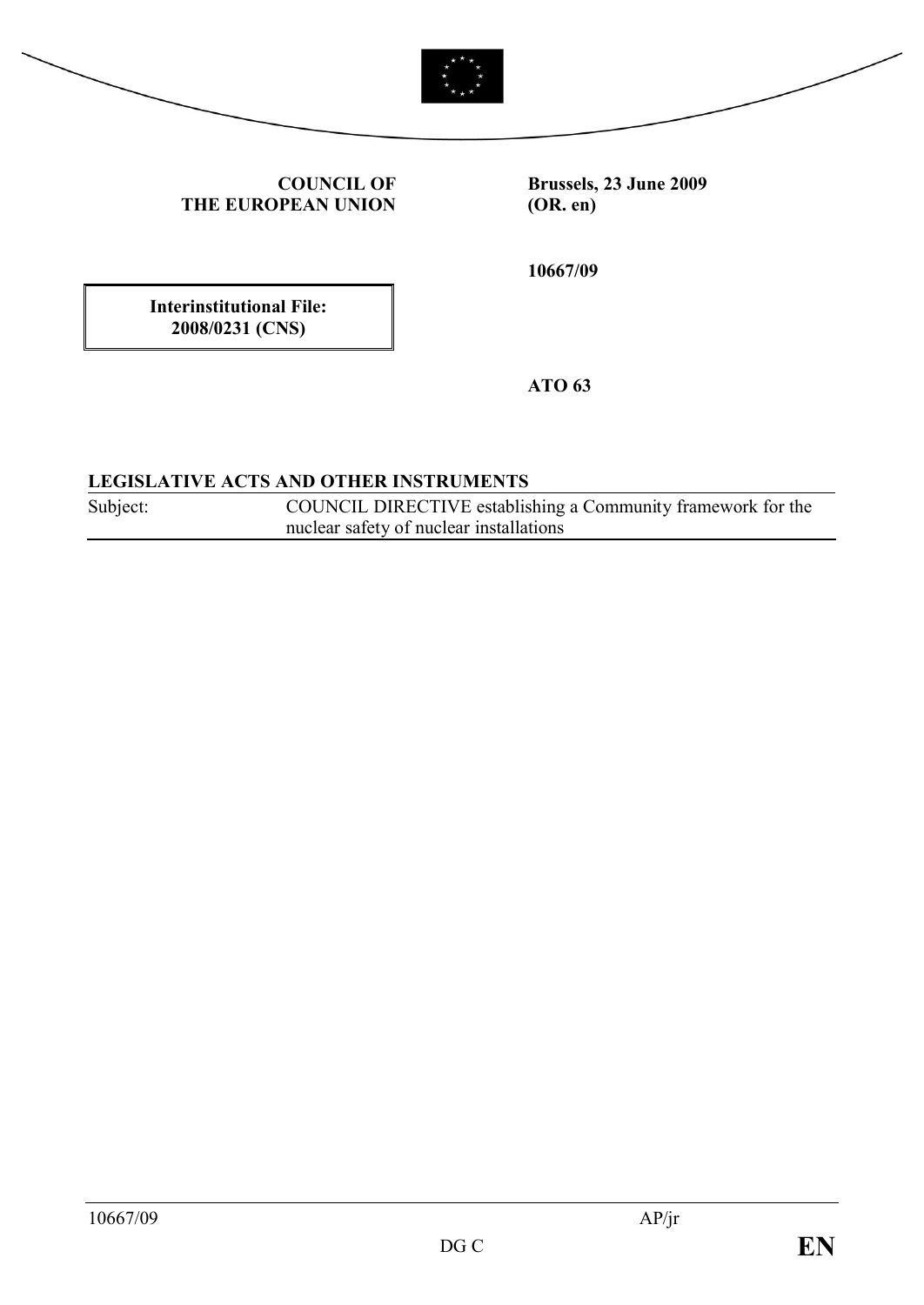**COUNCIL OF THE EUROPEAN UNION**

**Brussels, 23 June 2009 (OR. en)**

**10667/09**

**Interinstitutional File: 2008/0231 (CNS)**

**ATO 63**

**LEGISLATIVE ACTS AND OTHER INSTRUMENTS**

| Subject: | COUNCIL DIRECTIVE establishing a Community framework for the nuclear safety of nuclear installations |
|---|---|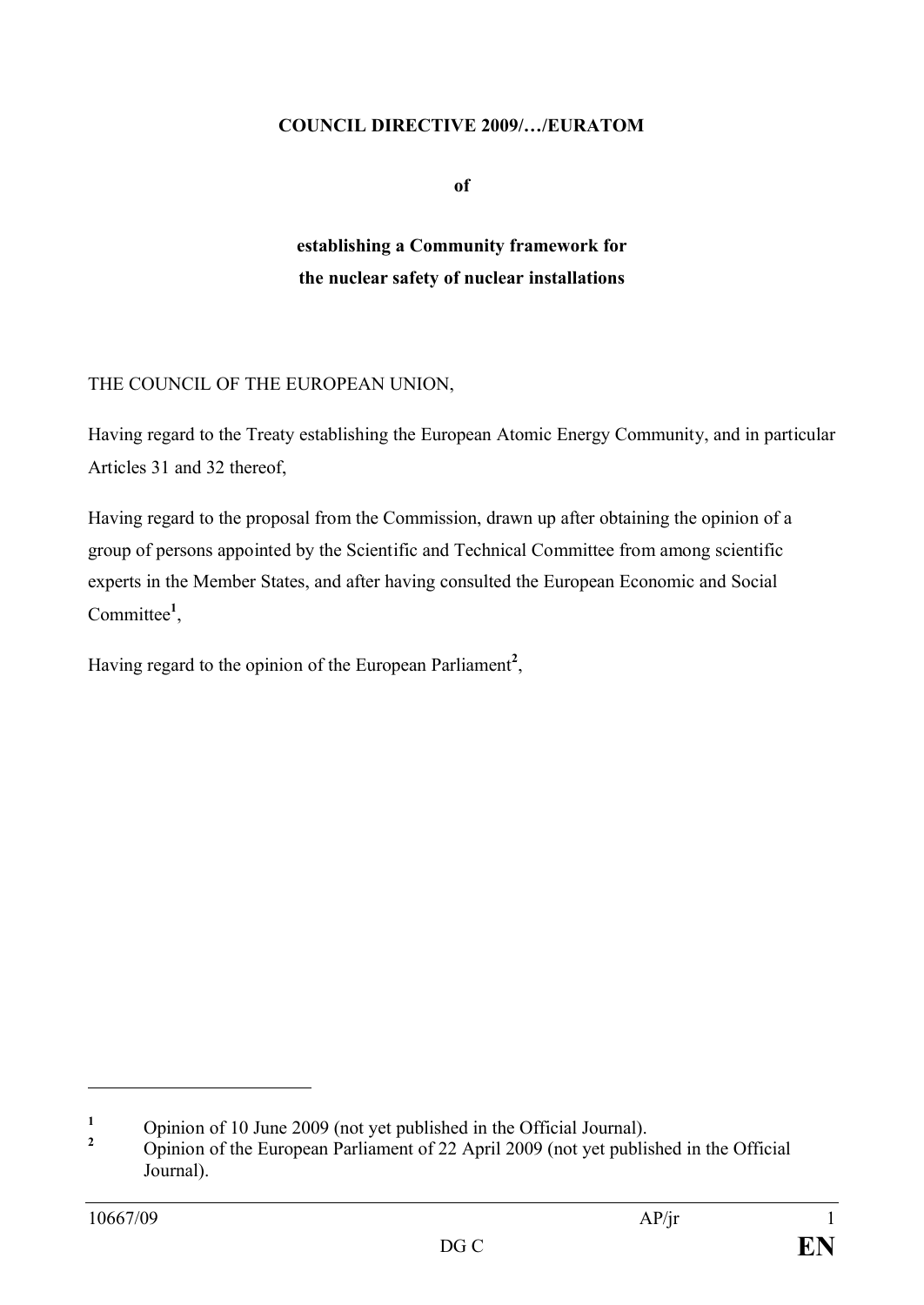**COUNCIL DIRECTIVE 2009/…/EURATOM**

**of**

**establishing a Community framework for the nuclear safety of nuclear installations**

THE COUNCIL OF THE EUROPEAN UNION,

Having regard to the Treaty establishing the European Atomic Energy Community, and in particular Articles 31 and 32 thereof,

Having regard to the proposal from the Commission, drawn up after obtaining the opinion of a group of persons appointed by the Scientific and Technical Committee from among scientific experts in the Member States, and after having consulted the European Economic and Social Committee[1],

Having regard to the opinion of the European Parliament[2],

---

[1] Opinion of 10 June 2009 (not yet published in the Official Journal).

[2] Opinion of the European Parliament of 22 April 2009 (not yet published in the Official Journal).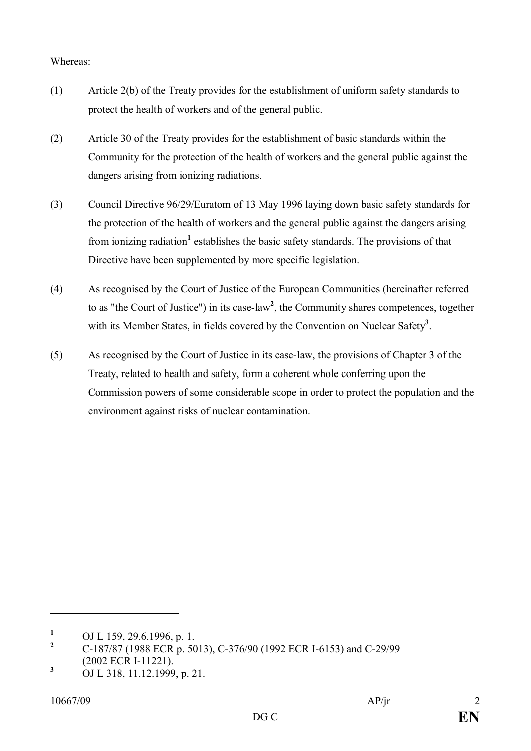Whereas:

(1) Article 2(b) of the Treaty provides for the establishment of uniform safety standards to protect the health of workers and of the general public.

(2) Article 30 of the Treaty provides for the establishment of basic standards within the Community for the protection of the health of workers and the general public against the dangers arising from ionizing radiations.

(3) Council Directive 96/29/Euratom of 13 May 1996 laying down basic safety standards for the protection of the health of workers and the general public against the dangers arising from ionizing radiation[1] establishes the basic safety standards. The provisions of that Directive have been supplemented by more specific legislation.

(4) As recognised by the Court of Justice of the European Communities (hereinafter referred to as "the Court of Justice") in its case-law[2], the Community shares competences, together with its Member States, in fields covered by the Convention on Nuclear Safety[3].

(5) As recognised by the Court of Justice in its case-law, the provisions of Chapter 3 of the Treaty, related to health and safety, form a coherent whole conferring upon the Commission powers of some considerable scope in order to protect the population and the environment against risks of nuclear contamination.

---

[1] OJ L 159, 29.6.1996, p. 1.

[2] C-187/87 (1988 ECR p. 5013), C-376/90 (1992 ECR I-6153) and C-29/99 (2002 ECR I-11221).

[3] OJ L 318, 11.12.1999, p. 21.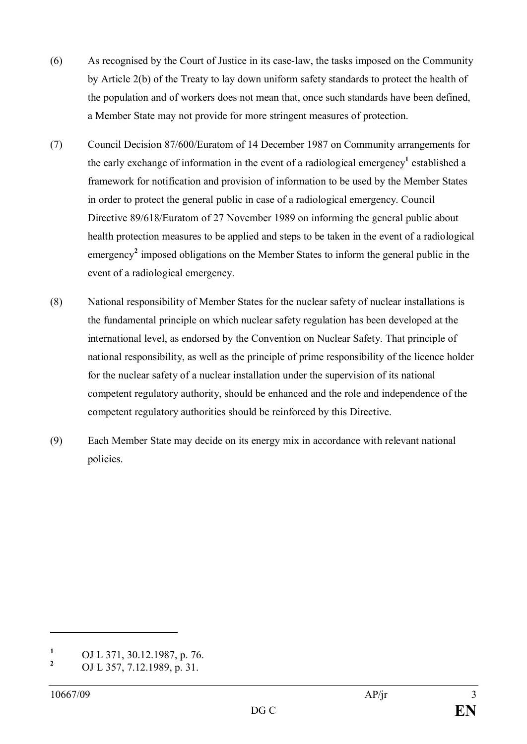(6) As recognised by the Court of Justice in its case-law, the tasks imposed on the Community by Article 2(b) of the Treaty to lay down uniform safety standards to protect the health of the population and of workers does not mean that, once such standards have been defined, a Member State may not provide for more stringent measures of protection.

(7) Council Decision 87/600/Euratom of 14 December 1987 on Community arrangements for the early exchange of information in the event of a radiological emergency[1] established a framework for notification and provision of information to be used by the Member States in order to protect the general public in case of a radiological emergency. Council Directive 89/618/Euratom of 27 November 1989 on informing the general public about health protection measures to be applied and steps to be taken in the event of a radiological emergency[2] imposed obligations on the Member States to inform the general public in the event of a radiological emergency.

(8) National responsibility of Member States for the nuclear safety of nuclear installations is the fundamental principle on which nuclear safety regulation has been developed at the international level, as endorsed by the Convention on Nuclear Safety. That principle of national responsibility, as well as the principle of prime responsibility of the licence holder for the nuclear safety of a nuclear installation under the supervision of its national competent regulatory authority, should be enhanced and the role and independence of the competent regulatory authorities should be reinforced by this Directive.

(9) Each Member State may decide on its energy mix in accordance with relevant national policies.

---

[1] OJ L 371, 30.12.1987, p. 76.

[2] OJ L 357, 7.12.1989, p. 31.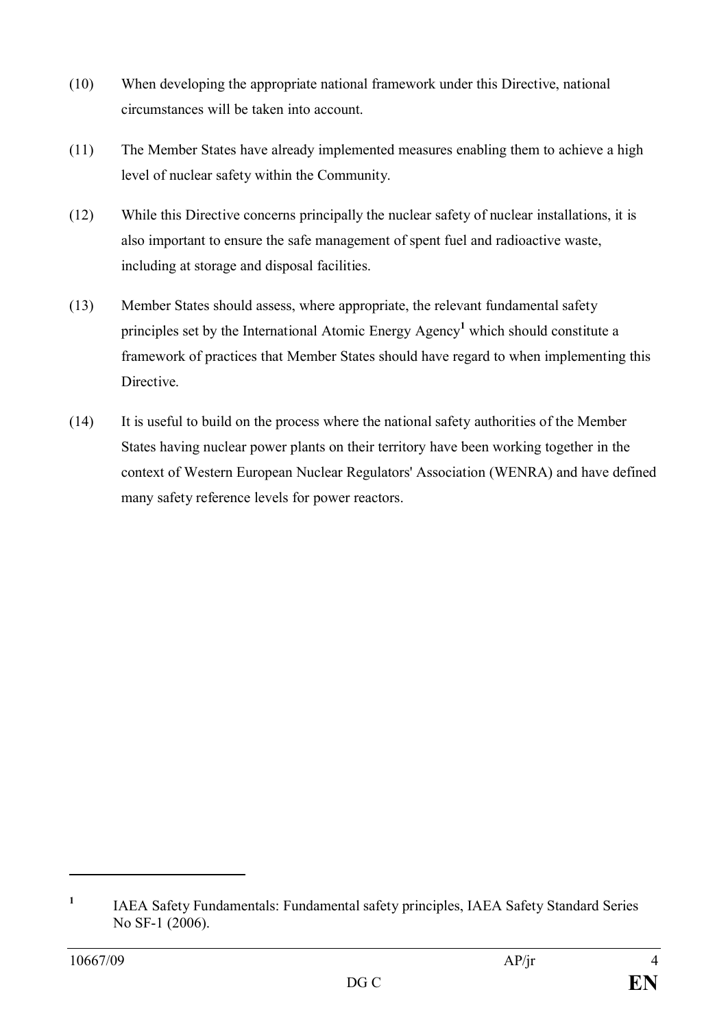(10) When developing the appropriate national framework under this Directive, national circumstances will be taken into account.

(11) The Member States have already implemented measures enabling them to achieve a high level of nuclear safety within the Community.

(12) While this Directive concerns principally the nuclear safety of nuclear installations, it is also important to ensure the safe management of spent fuel and radioactive waste, including at storage and disposal facilities.

(13) Member States should assess, where appropriate, the relevant fundamental safety principles set by the International Atomic Energy Agency[1] which should constitute a framework of practices that Member States should have regard to when implementing this Directive.

(14) It is useful to build on the process where the national safety authorities of the Member States having nuclear power plants on their territory have been working together in the context of Western European Nuclear Regulators' Association (WENRA) and have defined many safety reference levels for power reactors.

---

[1] IAEA Safety Fundamentals: Fundamental safety principles, IAEA Safety Standard Series No SF-1 (2006).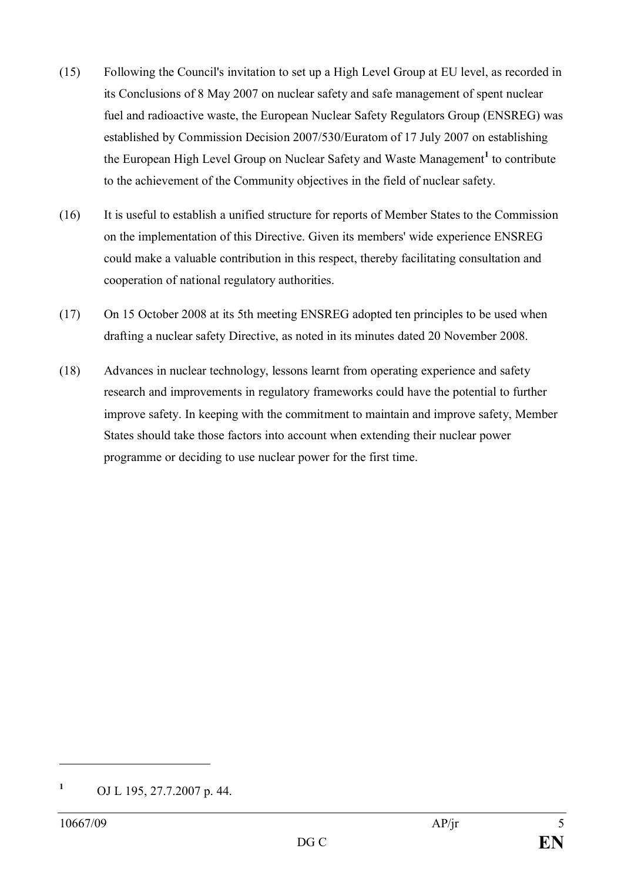(15) Following the Council's invitation to set up a High Level Group at EU level, as recorded in its Conclusions of 8 May 2007 on nuclear safety and safe management of spent nuclear fuel and radioactive waste, the European Nuclear Safety Regulators Group (ENSREG) was established by Commission Decision 2007/530/Euratom of 17 July 2007 on establishing the European High Level Group on Nuclear Safety and Waste Management[1] to contribute to the achievement of the Community objectives in the field of nuclear safety.

(16) It is useful to establish a unified structure for reports of Member States to the Commission on the implementation of this Directive. Given its members' wide experience ENSREG could make a valuable contribution in this respect, thereby facilitating consultation and cooperation of national regulatory authorities.

(17) On 15 October 2008 at its 5th meeting ENSREG adopted ten principles to be used when drafting a nuclear safety Directive, as noted in its minutes dated 20 November 2008.

(18) Advances in nuclear technology, lessons learnt from operating experience and safety research and improvements in regulatory frameworks could have the potential to further improve safety. In keeping with the commitment to maintain and improve safety, Member States should take those factors into account when extending their nuclear power programme or deciding to use nuclear power for the first time.

---

[1] OJ L 195, 27.7.2007 p. 44.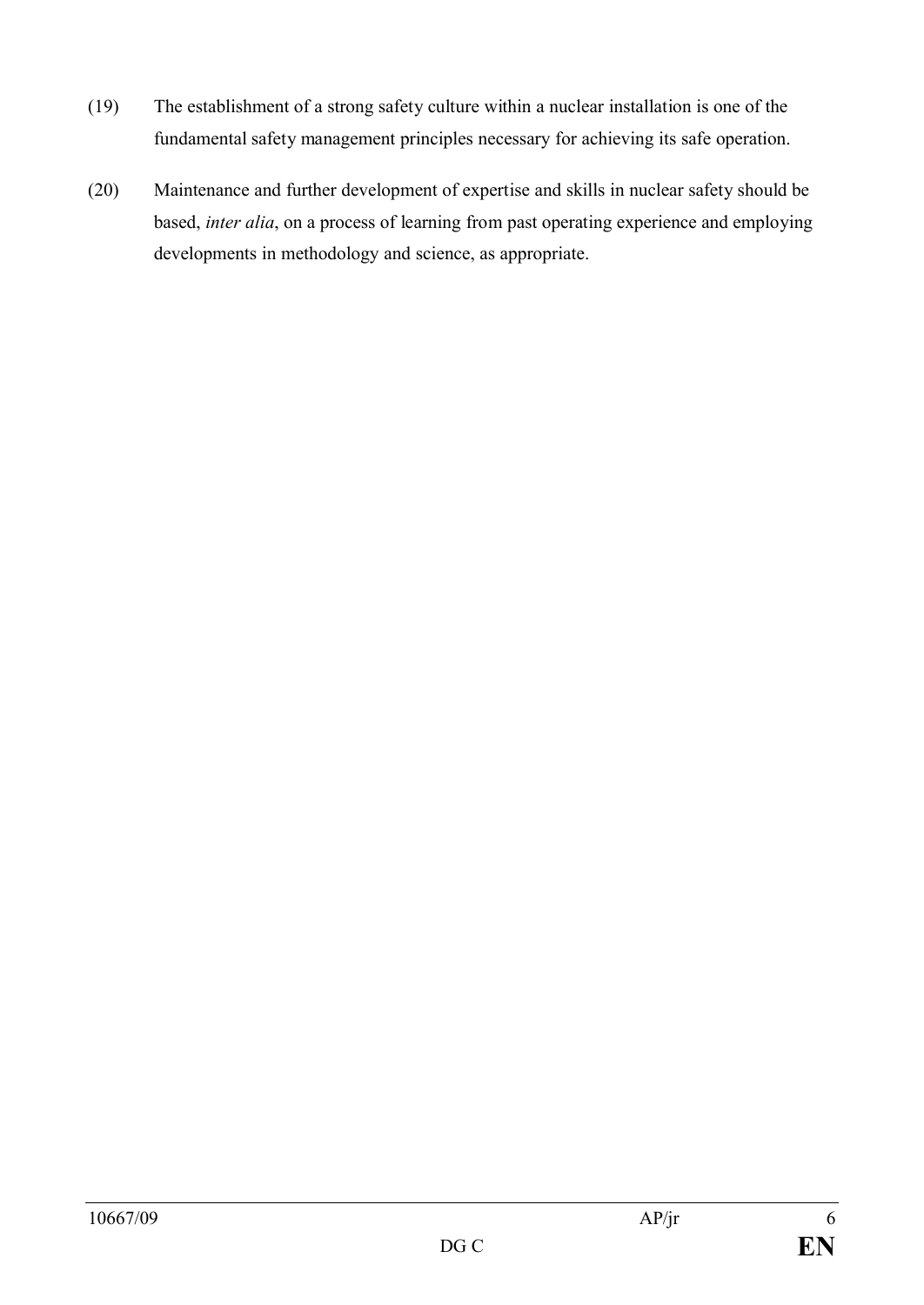(19) The establishment of a strong safety culture within a nuclear installation is one of the fundamental safety management principles necessary for achieving its safe operation.

(20) Maintenance and further development of expertise and skills in nuclear safety should be based, *inter alia*, on a process of learning from past operating experience and employing developments in methodology and science, as appropriate.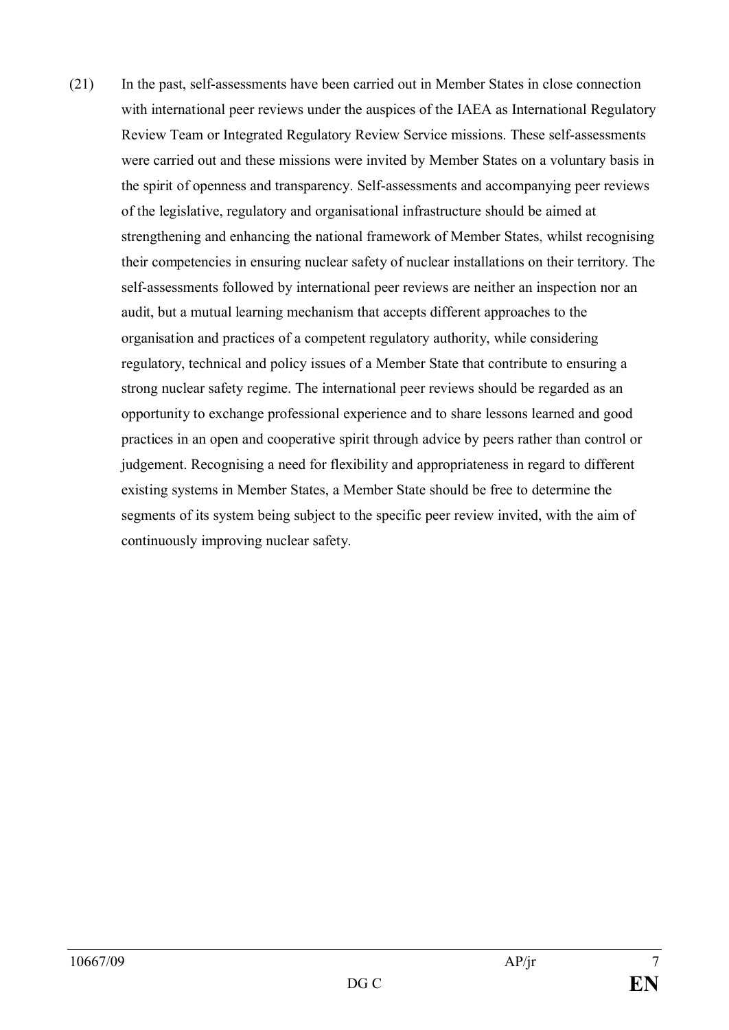(21) In the past, self-assessments have been carried out in Member States in close connection with international peer reviews under the auspices of the IAEA as International Regulatory Review Team or Integrated Regulatory Review Service missions. These self-assessments were carried out and these missions were invited by Member States on a voluntary basis in the spirit of openness and transparency. Self-assessments and accompanying peer reviews of the legislative, regulatory and organisational infrastructure should be aimed at strengthening and enhancing the national framework of Member States, whilst recognising their competencies in ensuring nuclear safety of nuclear installations on their territory. The self-assessments followed by international peer reviews are neither an inspection nor an audit, but a mutual learning mechanism that accepts different approaches to the organisation and practices of a competent regulatory authority, while considering regulatory, technical and policy issues of a Member State that contribute to ensuring a strong nuclear safety regime. The international peer reviews should be regarded as an opportunity to exchange professional experience and to share lessons learned and good practices in an open and cooperative spirit through advice by peers rather than control or judgement. Recognising a need for flexibility and appropriateness in regard to different existing systems in Member States, a Member State should be free to determine the segments of its system being subject to the specific peer review invited, with the aim of continuously improving nuclear safety.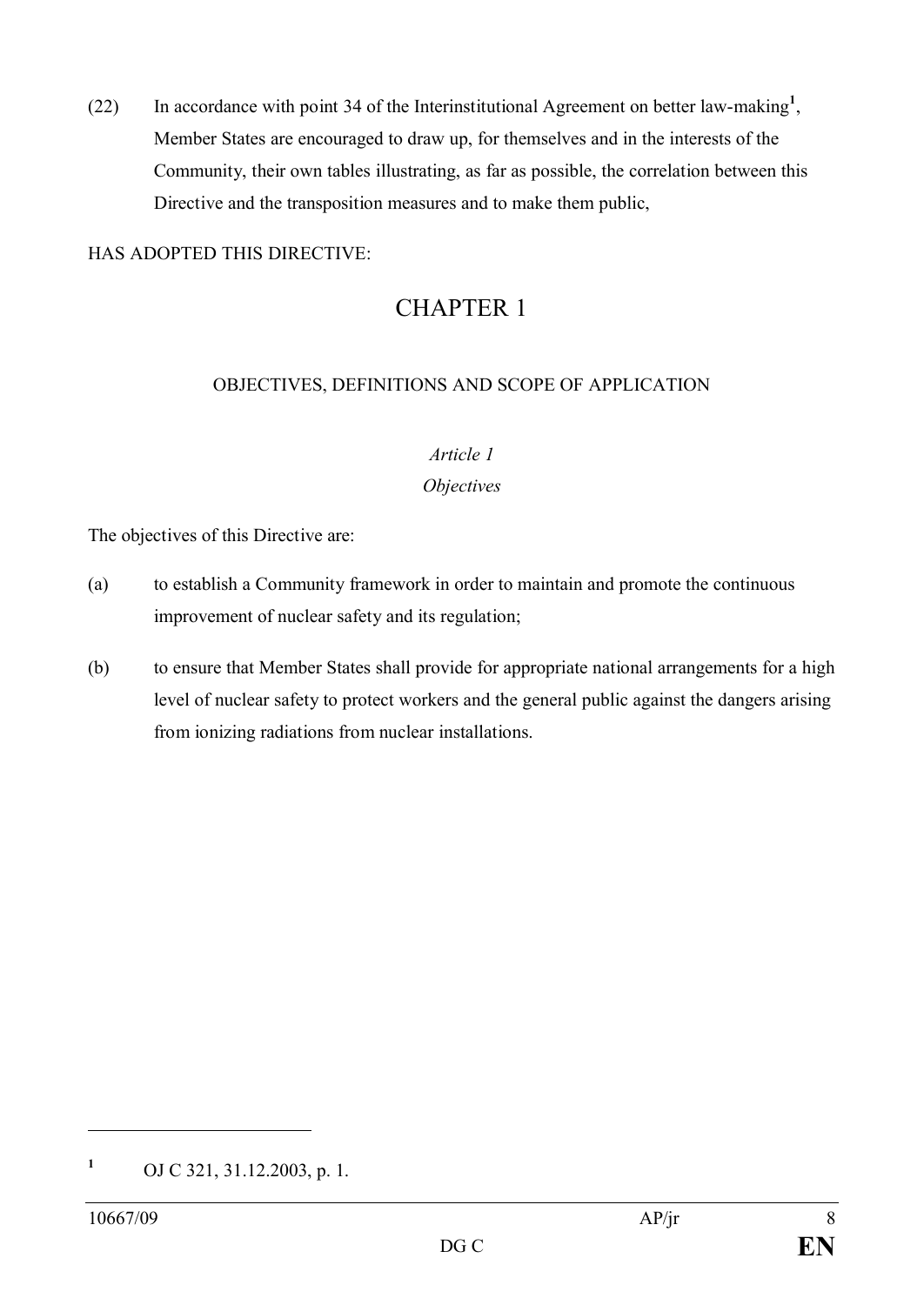(22) In accordance with point 34 of the Interinstitutional Agreement on better law-making[1], Member States are encouraged to draw up, for themselves and in the interests of the Community, their own tables illustrating, as far as possible, the correlation between this Directive and the transposition measures and to make them public,

HAS ADOPTED THIS DIRECTIVE:

# CHAPTER 1

## OBJECTIVES, DEFINITIONS AND SCOPE OF APPLICATION

### *Article 1*
### *Objectives*

The objectives of this Directive are:

(a) to establish a Community framework in order to maintain and promote the continuous improvement of nuclear safety and its regulation;

(b) to ensure that Member States shall provide for appropriate national arrangements for a high level of nuclear safety to protect workers and the general public against the dangers arising from ionizing radiations from nuclear installations.

---

[1] OJ C 321, 31.12.2003, p. 1.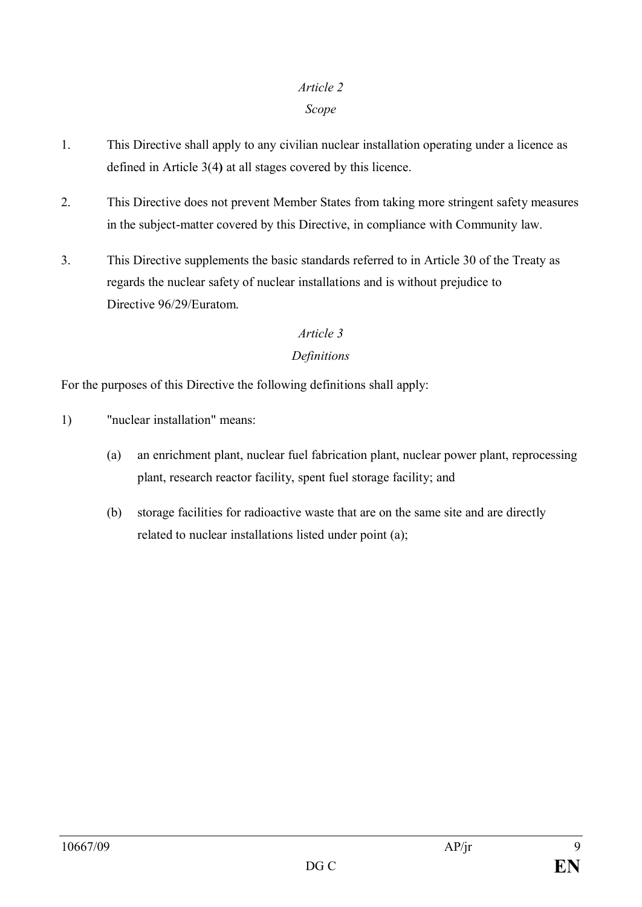*Article 2*

*Scope*

1. This Directive shall apply to any civilian nuclear installation operating under a licence as defined in Article 3(4) at all stages covered by this licence.

2. This Directive does not prevent Member States from taking more stringent safety measures in the subject-matter covered by this Directive, in compliance with Community law.

3. This Directive supplements the basic standards referred to in Article 30 of the Treaty as regards the nuclear safety of nuclear installations and is without prejudice to Directive 96/29/Euratom.

*Article 3*

*Definitions*

For the purposes of this Directive the following definitions shall apply:

1) "nuclear installation" means:

   (a) an enrichment plant, nuclear fuel fabrication plant, nuclear power plant, reprocessing plant, research reactor facility, spent fuel storage facility; and

   (b) storage facilities for radioactive waste that are on the same site and are directly related to nuclear installations listed under point (a);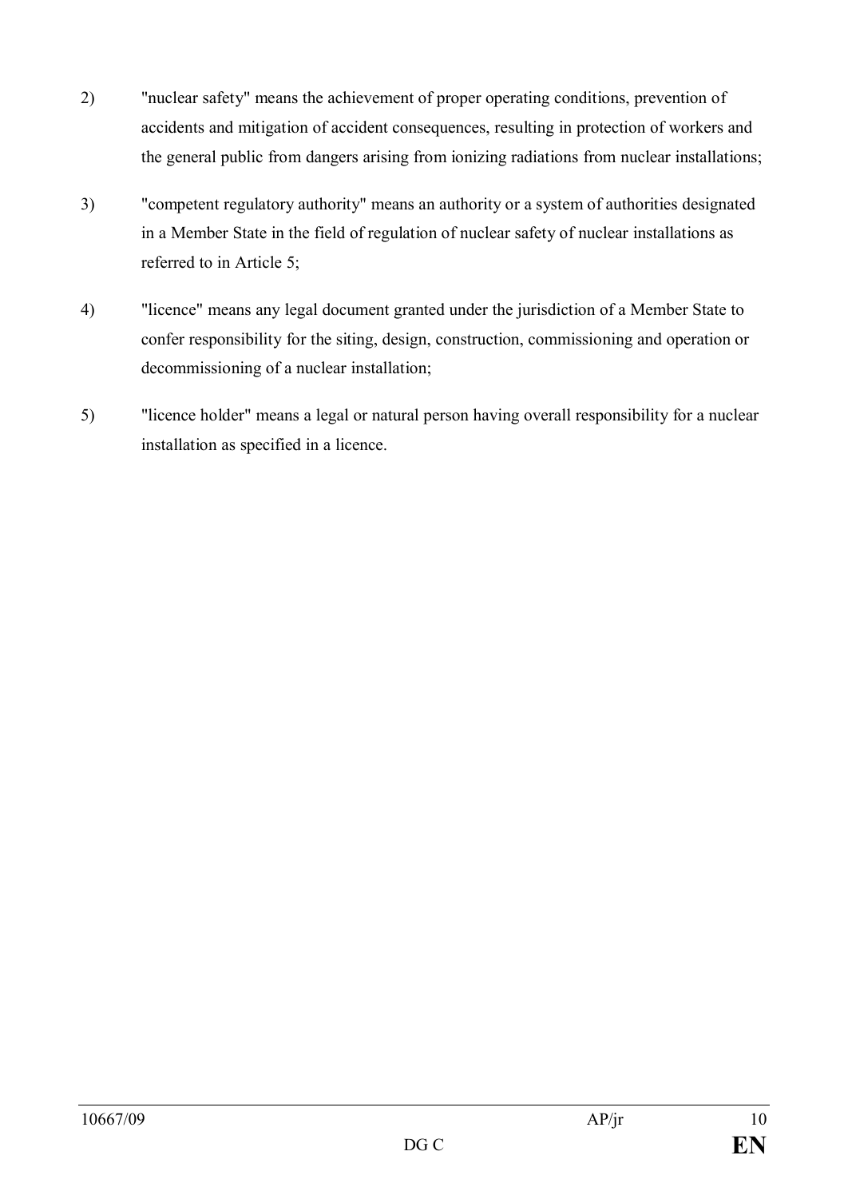2) "nuclear safety" means the achievement of proper operating conditions, prevention of accidents and mitigation of accident consequences, resulting in protection of workers and the general public from dangers arising from ionizing radiations from nuclear installations;

3) "competent regulatory authority" means an authority or a system of authorities designated in a Member State in the field of regulation of nuclear safety of nuclear installations as referred to in Article 5;

4) "licence" means any legal document granted under the jurisdiction of a Member State to confer responsibility for the siting, design, construction, commissioning and operation or decommissioning of a nuclear installation;

5) "licence holder" means a legal or natural person having overall responsibility for a nuclear installation as specified in a licence.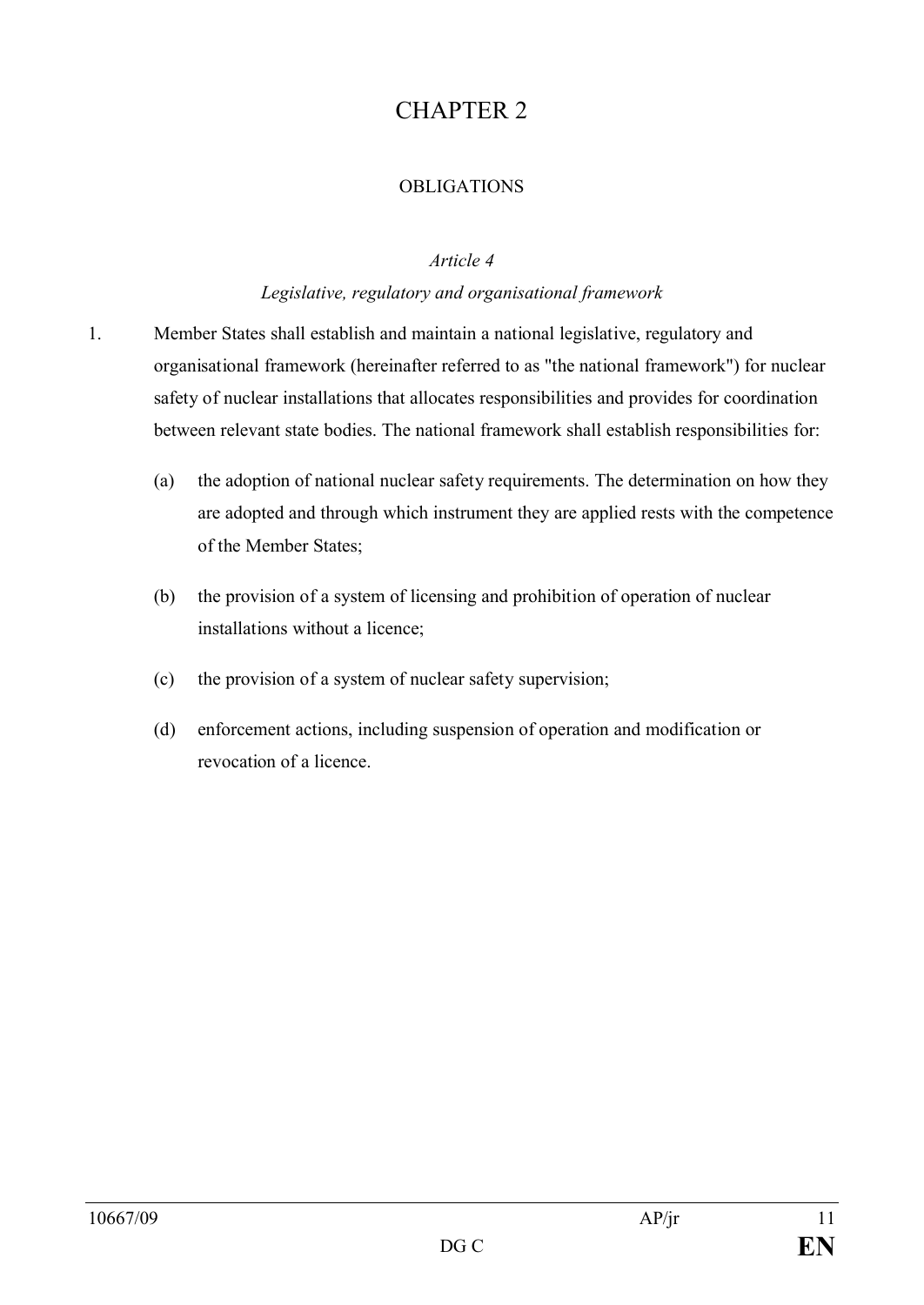# CHAPTER 2

## OBLIGATIONS

### *Article 4*

### *Legislative, regulatory and organisational framework*

1. Member States shall establish and maintain a national legislative, regulatory and organisational framework (hereinafter referred to as "the national framework") for nuclear safety of nuclear installations that allocates responsibilities and provides for coordination between relevant state bodies. The national framework shall establish responsibilities for:

   (a) the adoption of national nuclear safety requirements. The determination on how they are adopted and through which instrument they are applied rests with the competence of the Member States;

   (b) the provision of a system of licensing and prohibition of operation of nuclear installations without a licence;

   (c) the provision of a system of nuclear safety supervision;

   (d) enforcement actions, including suspension of operation and modification or revocation of a licence.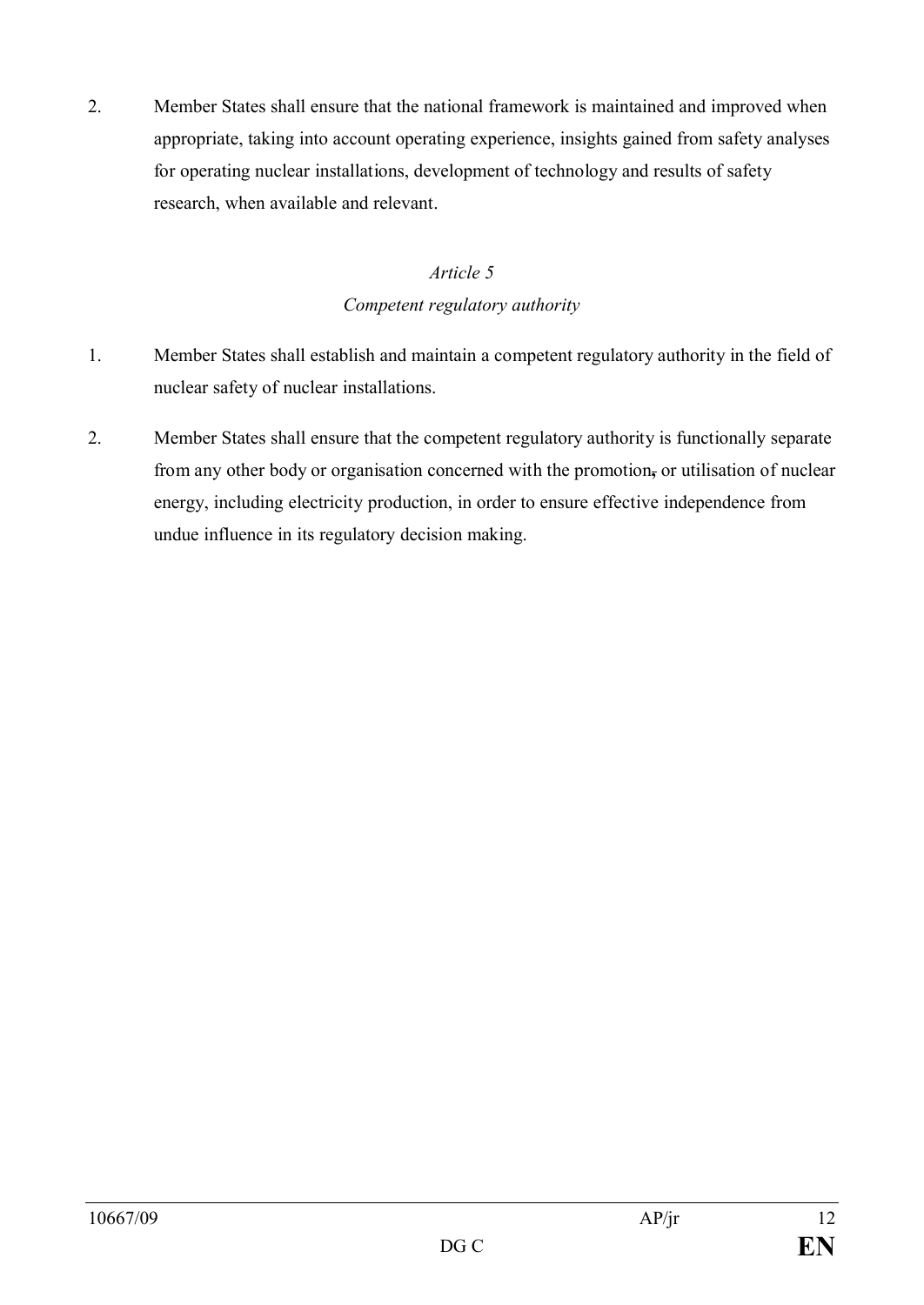2. Member States shall ensure that the national framework is maintained and improved when appropriate, taking into account operating experience, insights gained from safety analyses for operating nuclear installations, development of technology and results of safety research, when available and relevant.

*Article 5*

*Competent regulatory authority*

1. Member States shall establish and maintain a competent regulatory authority in the field of nuclear safety of nuclear installations.

2. Member States shall ensure that the competent regulatory authority is functionally separate from any other body or organisation concerned with the promotion~~,~~ or utilisation of nuclear energy, including electricity production, in order to ensure effective independence from undue influence in its regulatory decision making.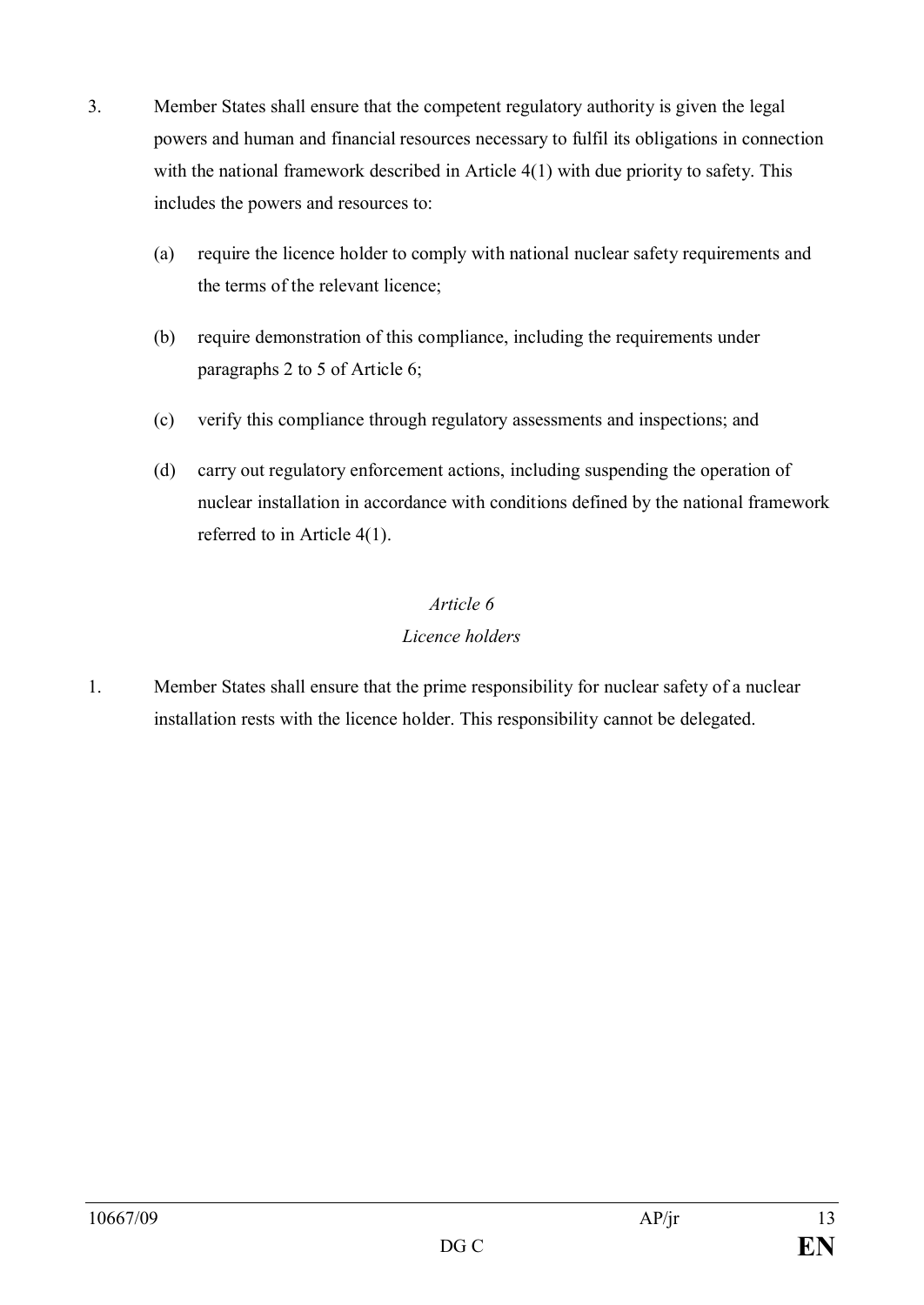3. Member States shall ensure that the competent regulatory authority is given the legal powers and human and financial resources necessary to fulfil its obligations in connection with the national framework described in Article 4(1) with due priority to safety. This includes the powers and resources to:

   (a) require the licence holder to comply with national nuclear safety requirements and the terms of the relevant licence;

   (b) require demonstration of this compliance, including the requirements under paragraphs 2 to 5 of Article 6;

   (c) verify this compliance through regulatory assessments and inspections; and

   (d) carry out regulatory enforcement actions, including suspending the operation of nuclear installation in accordance with conditions defined by the national framework referred to in Article 4(1).

### *Article 6*
### *Licence holders*

1. Member States shall ensure that the prime responsibility for nuclear safety of a nuclear installation rests with the licence holder. This responsibility cannot be delegated.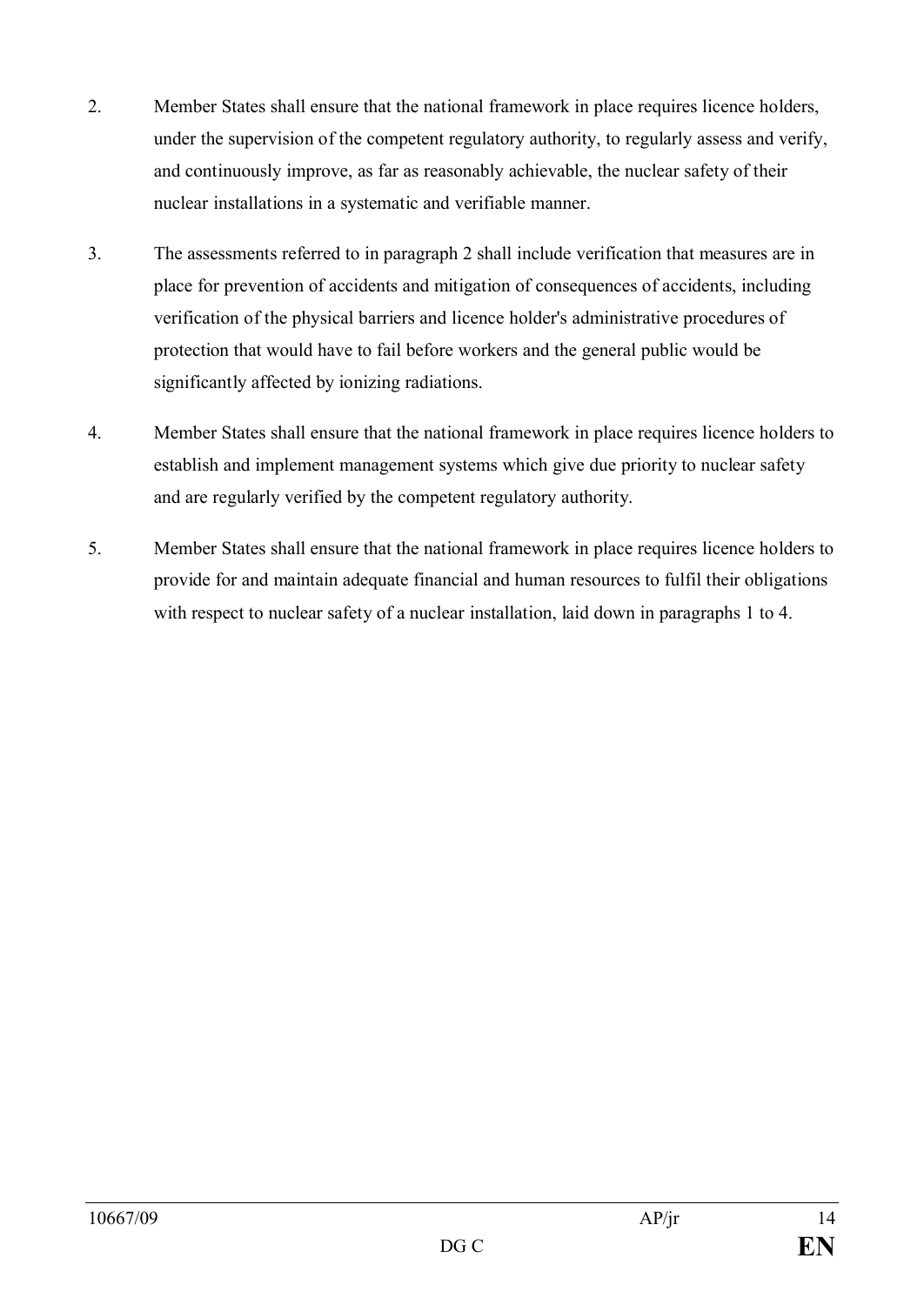2. Member States shall ensure that the national framework in place requires licence holders, under the supervision of the competent regulatory authority, to regularly assess and verify, and continuously improve, as far as reasonably achievable, the nuclear safety of their nuclear installations in a systematic and verifiable manner.

3. The assessments referred to in paragraph 2 shall include verification that measures are in place for prevention of accidents and mitigation of consequences of accidents, including verification of the physical barriers and licence holder's administrative procedures of protection that would have to fail before workers and the general public would be significantly affected by ionizing radiations.

4. Member States shall ensure that the national framework in place requires licence holders to establish and implement management systems which give due priority to nuclear safety and are regularly verified by the competent regulatory authority.

5. Member States shall ensure that the national framework in place requires licence holders to provide for and maintain adequate financial and human resources to fulfil their obligations with respect to nuclear safety of a nuclear installation, laid down in paragraphs 1 to 4.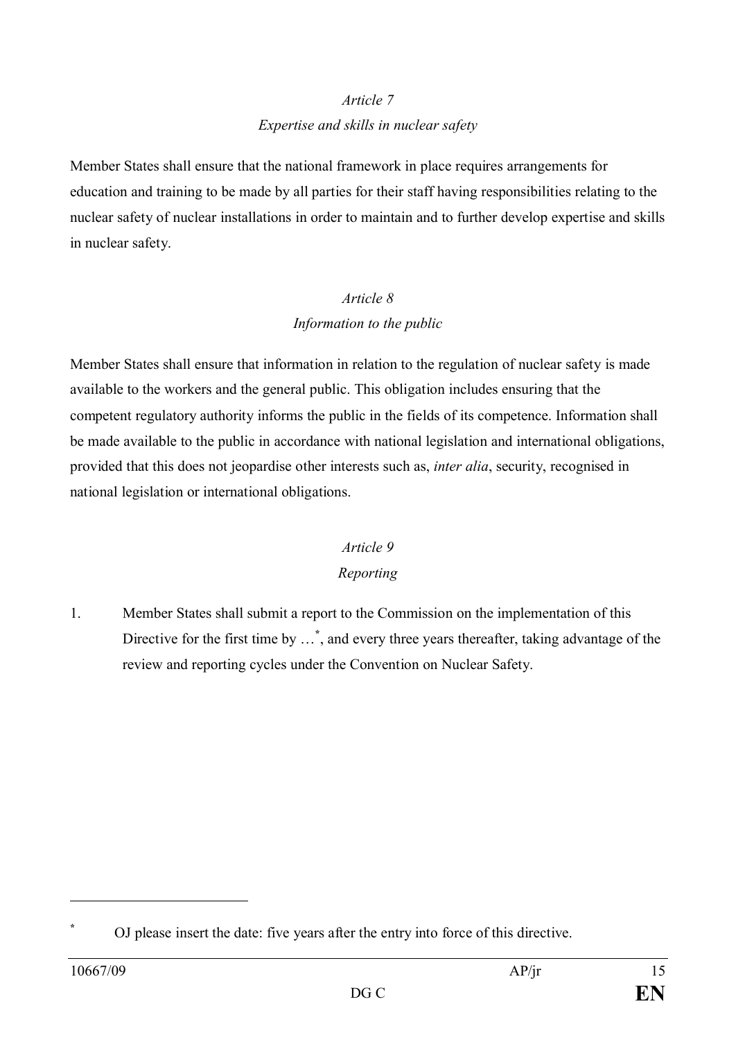*Article 7*
*Expertise and skills in nuclear safety*

Member States shall ensure that the national framework in place requires arrangements for education and training to be made by all parties for their staff having responsibilities relating to the nuclear safety of nuclear installations in order to maintain and to further develop expertise and skills in nuclear safety.

*Article 8*
*Information to the public*

Member States shall ensure that information in relation to the regulation of nuclear safety is made available to the workers and the general public. This obligation includes ensuring that the competent regulatory authority informs the public in the fields of its competence. Information shall be made available to the public in accordance with national legislation and international obligations, provided that this does not jeopardise other interests such as, *inter alia*, security, recognised in national legislation or international obligations.

*Article 9*
*Reporting*

1. Member States shall submit a report to the Commission on the implementation of this Directive for the first time by …[*], and every three years thereafter, taking advantage of the review and reporting cycles under the Convention on Nuclear Safety.

---

[*] OJ please insert the date: five years after the entry into force of this directive.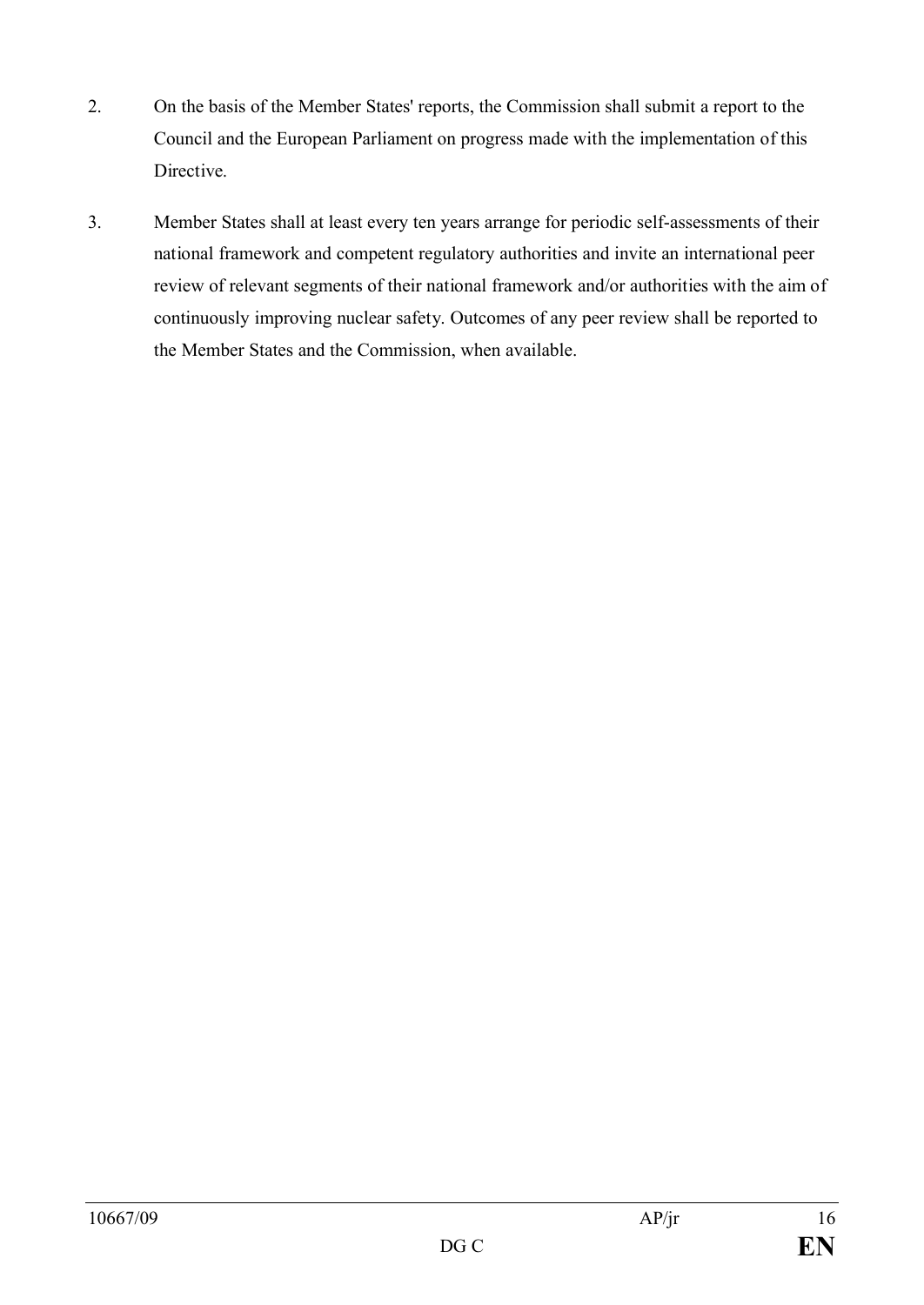2. On the basis of the Member States' reports, the Commission shall submit a report to the Council and the European Parliament on progress made with the implementation of this Directive.

3. Member States shall at least every ten years arrange for periodic self-assessments of their national framework and competent regulatory authorities and invite an international peer review of relevant segments of their national framework and/or authorities with the aim of continuously improving nuclear safety. Outcomes of any peer review shall be reported to the Member States and the Commission, when available.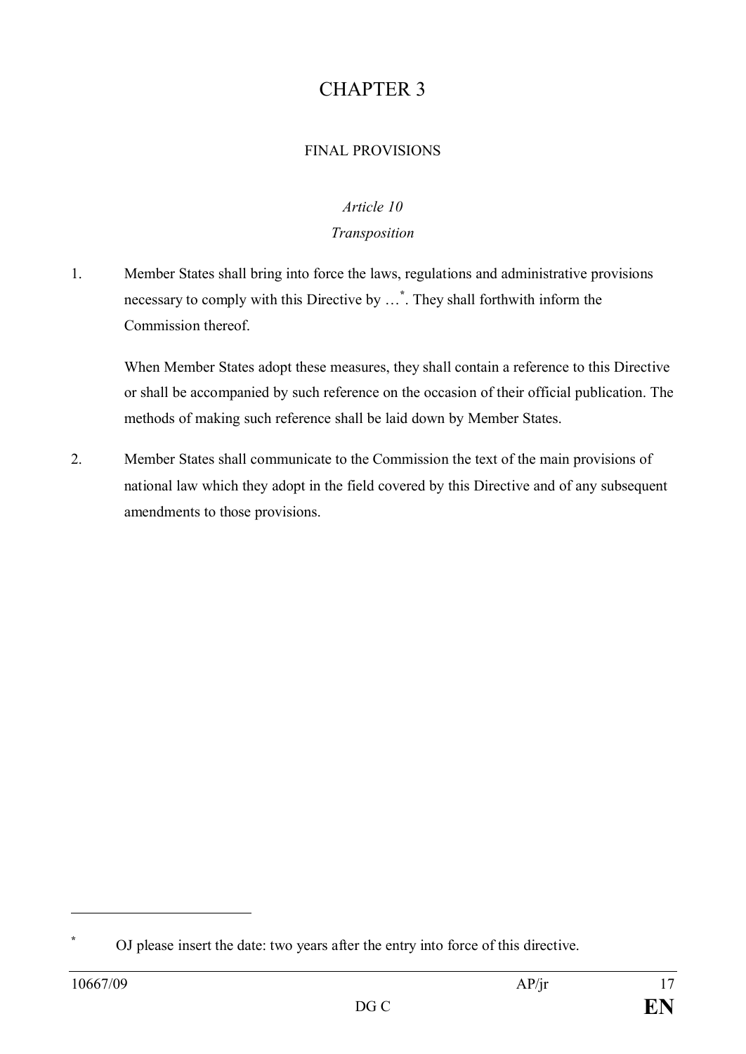# CHAPTER 3

## FINAL PROVISIONS

### *Article 10*
### *Transposition*

1. Member States shall bring into force the laws, regulations and administrative provisions necessary to comply with this Directive by …[*]. They shall forthwith inform the Commission thereof.

   When Member States adopt these measures, they shall contain a reference to this Directive or shall be accompanied by such reference on the occasion of their official publication. The methods of making such reference shall be laid down by Member States.

2. Member States shall communicate to the Commission the text of the main provisions of national law which they adopt in the field covered by this Directive and of any subsequent amendments to those provisions.

---

[*] OJ please insert the date: two years after the entry into force of this directive.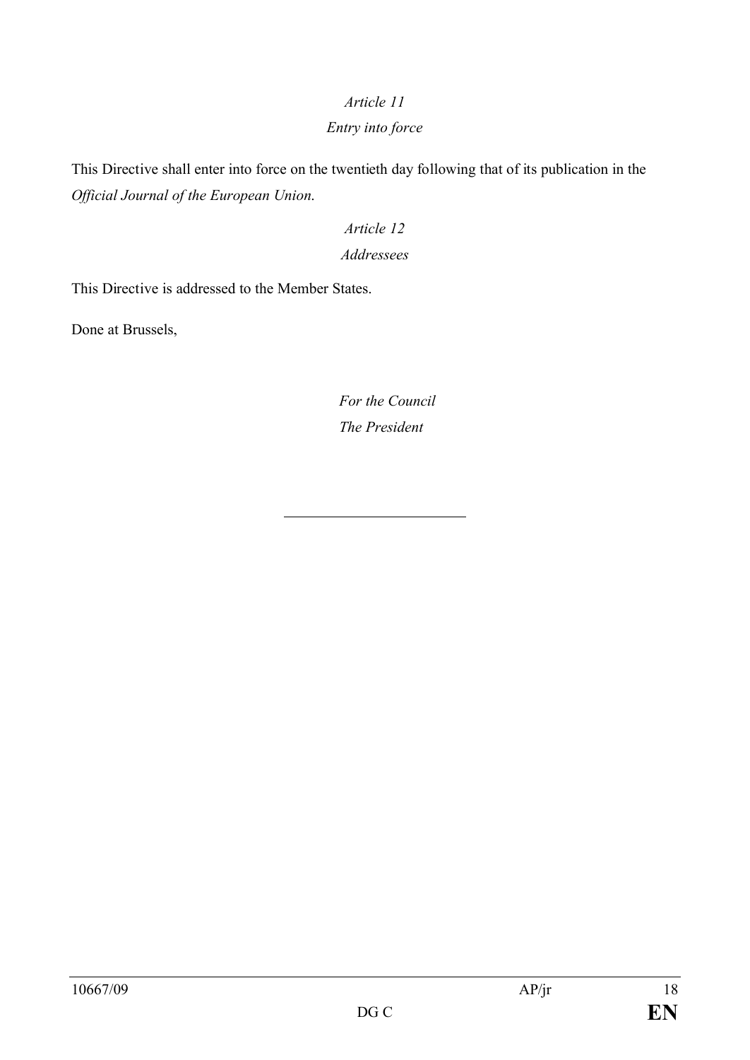*Article 11*

*Entry into force*

This Directive shall enter into force on the twentieth day following that of its publication in the *Official Journal of the European Union.*

*Article 12*

*Addressees*

This Directive is addressed to the Member States.

Done at Brussels,

*For the Council*
*The President*

---